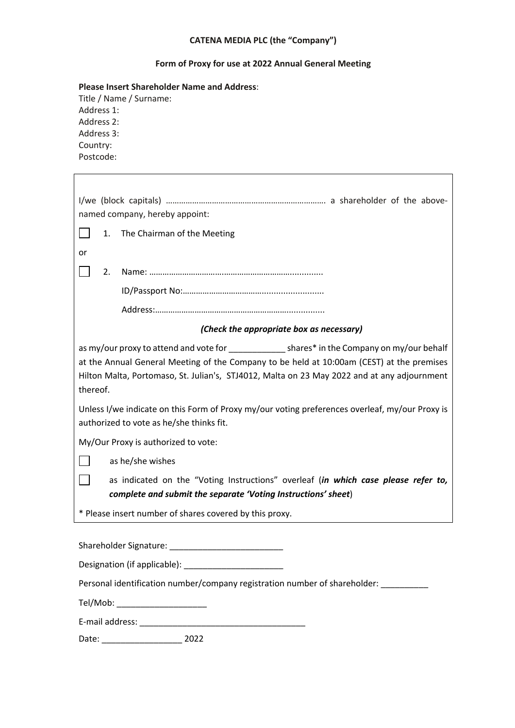**CATENA MEDIA PLC (the "Company")**

**Form of Proxy for use at 2022 Annual General Meeting**

**Please Insert Shareholder Name and Address**:
Title / Name / Surname:
Address 1:
Address 2:
Address 3:
Country:
Postcode:

I/we (block capitals) ………………………………………………………………. a shareholder of the above-named company, hereby appoint:

☐ 1. The Chairman of the Meeting

or

☐ 2. Name: ……………………………………………………………...........

ID/Passport No:……………………………….........................

Address:…………………………………………………….............

***(Check the appropriate box as necessary)***

as my/our proxy to attend and vote for ____________ shares* in the Company on my/our behalf at the Annual General Meeting of the Company to be held at 10:00am (CEST) at the premises Hilton Malta, Portomaso, St. Julian's, STJ4012, Malta on 23 May 2022 and at any adjournment thereof.

Unless I/we indicate on this Form of Proxy my/our voting preferences overleaf, my/our Proxy is authorized to vote as he/she thinks fit.

My/Our Proxy is authorized to vote:

☐ as he/she wishes

☐ as indicated on the "Voting Instructions" overleaf (***in which case please refer to, complete and submit the separate 'Voting Instructions' sheet***)

* Please insert number of shares covered by this proxy.

Shareholder Signature: ________________________

Designation (if applicable): _____________________

Personal identification number/company registration number of shareholder: __________

Tel/Mob: ___________________

E-mail address: ___________________________________

Date: _________________ 2022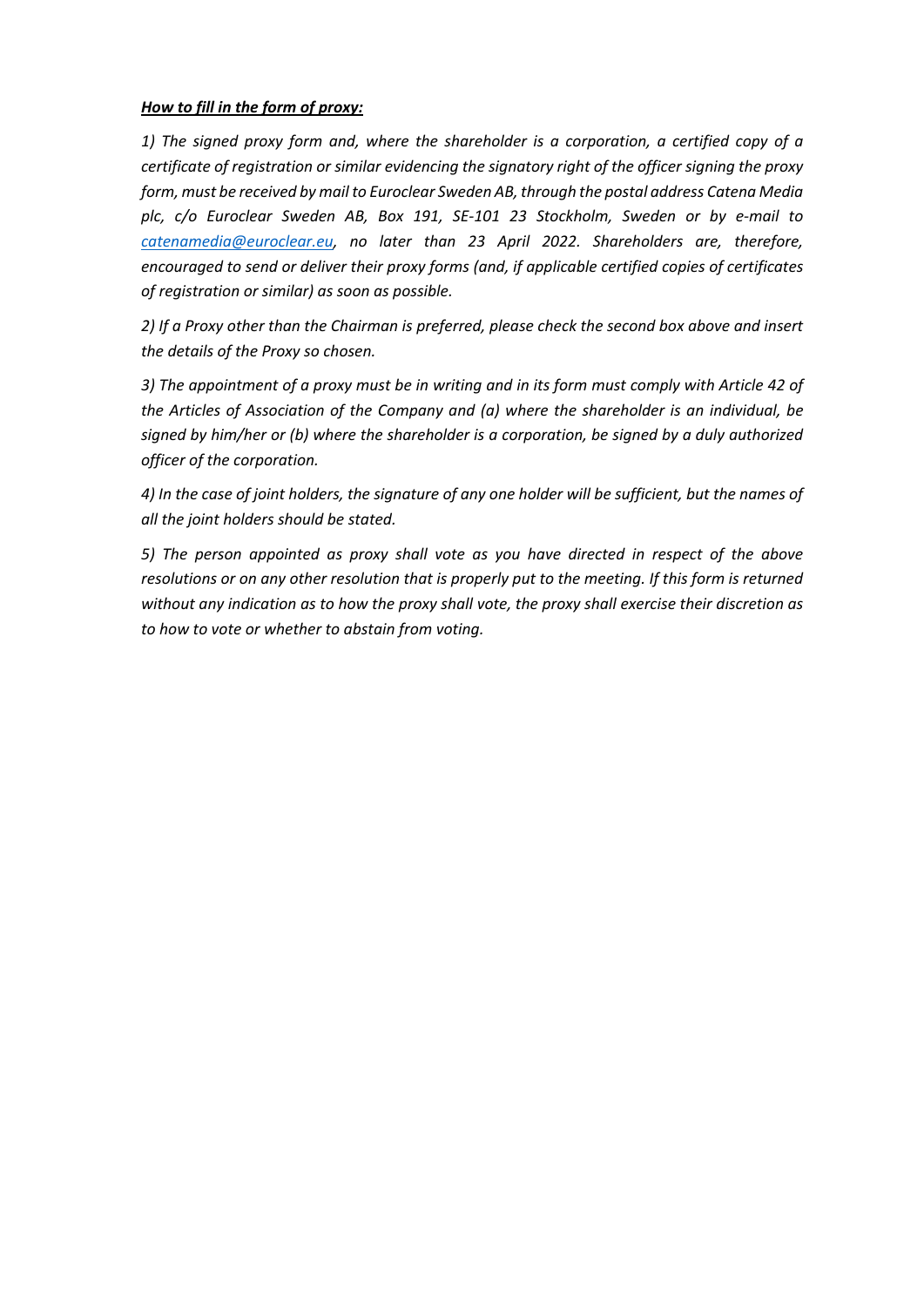***How to fill in the form of proxy:***

*1) The signed proxy form and, where the shareholder is a corporation, a certified copy of a certificate of registration or similar evidencing the signatory right of the officer signing the proxy form, must be received by mail to Euroclear Sweden AB, through the postal address Catena Media plc, c/o Euroclear Sweden AB, Box 191, SE-101 23 Stockholm, Sweden or by e-mail to catenamedia@euroclear.eu, no later than 23 April 2022. Shareholders are, therefore, encouraged to send or deliver their proxy forms (and, if applicable certified copies of certificates of registration or similar) as soon as possible.*

*2) If a Proxy other than the Chairman is preferred, please check the second box above and insert the details of the Proxy so chosen.*

*3) The appointment of a proxy must be in writing and in its form must comply with Article 42 of the Articles of Association of the Company and (a) where the shareholder is an individual, be signed by him/her or (b) where the shareholder is a corporation, be signed by a duly authorized officer of the corporation.*

*4) In the case of joint holders, the signature of any one holder will be sufficient, but the names of all the joint holders should be stated.*

*5) The person appointed as proxy shall vote as you have directed in respect of the above resolutions or on any other resolution that is properly put to the meeting. If this form is returned without any indication as to how the proxy shall vote, the proxy shall exercise their discretion as to how to vote or whether to abstain from voting.*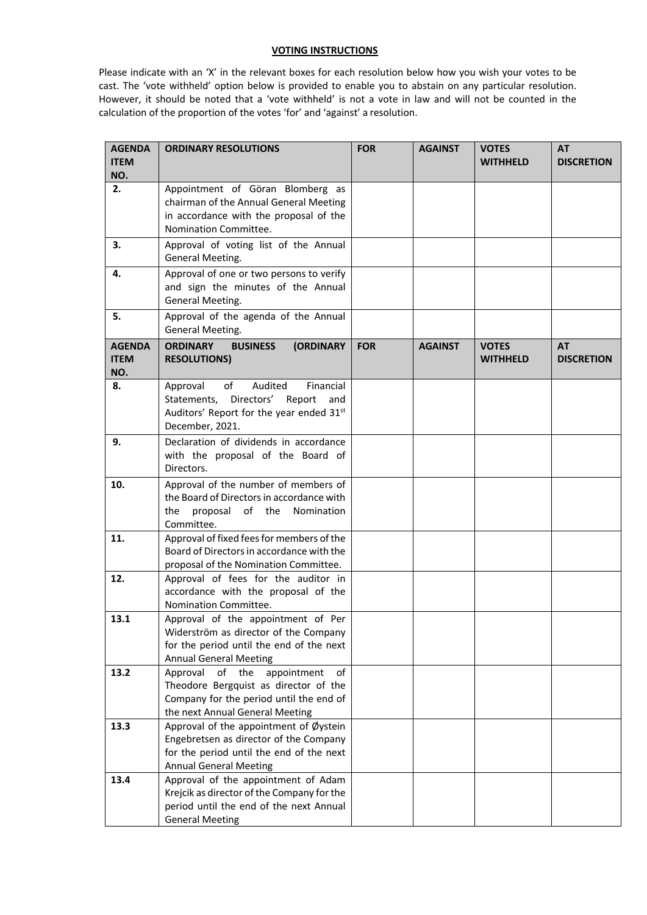**VOTING INSTRUCTIONS**

Please indicate with an 'X' in the relevant boxes for each resolution below how you wish your votes to be cast. The 'vote withheld' option below is provided to enable you to abstain on any particular resolution. However, it should be noted that a 'vote withheld' is not a vote in law and will not be counted in the calculation of the proportion of the votes 'for' and 'against' a resolution.

| AGENDA ITEM NO. | ORDINARY RESOLUTIONS | FOR | AGAINST | VOTES WITHHELD | AT DISCRETION |
|---|---|---|---|---|---|
| 2. | Appointment of Göran Blomberg as chairman of the Annual General Meeting in accordance with the proposal of the Nomination Committee. | | | | |
| 3. | Approval of voting list of the Annual General Meeting. | | | | |
| 4. | Approval of one or two persons to verify and sign the minutes of the Annual General Meeting. | | | | |
| 5. | Approval of the agenda of the Annual General Meeting. | | | | |
| **AGENDA ITEM NO.** | **ORDINARY BUSINESS (ORDINARY RESOLUTIONS)** | **FOR** | **AGAINST** | **VOTES WITHHELD** | **AT DISCRETION** |
| 8. | Approval of Audited Financial Statements, Directors' Report and Auditors' Report for the year ended 31st December, 2021. | | | | |
| 9. | Declaration of dividends in accordance with the proposal of the Board of Directors. | | | | |
| 10. | Approval of the number of members of the Board of Directors in accordance with the proposal of the Nomination Committee. | | | | |
| 11. | Approval of fixed fees for members of the Board of Directors in accordance with the proposal of the Nomination Committee. | | | | |
| 12. | Approval of fees for the auditor in accordance with the proposal of the Nomination Committee. | | | | |
| 13.1 | Approval of the appointment of Per Widerström as director of the Company for the period until the end of the next Annual General Meeting | | | | |
| 13.2 | Approval of the appointment of Theodore Bergquist as director of the Company for the period until the end of the next Annual General Meeting | | | | |
| 13.3 | Approval of the appointment of Øystein Engebretsen as director of the Company for the period until the end of the next Annual General Meeting | | | | |
| 13.4 | Approval of the appointment of Adam Krejcik as director of the Company for the period until the end of the next Annual General Meeting | | | | |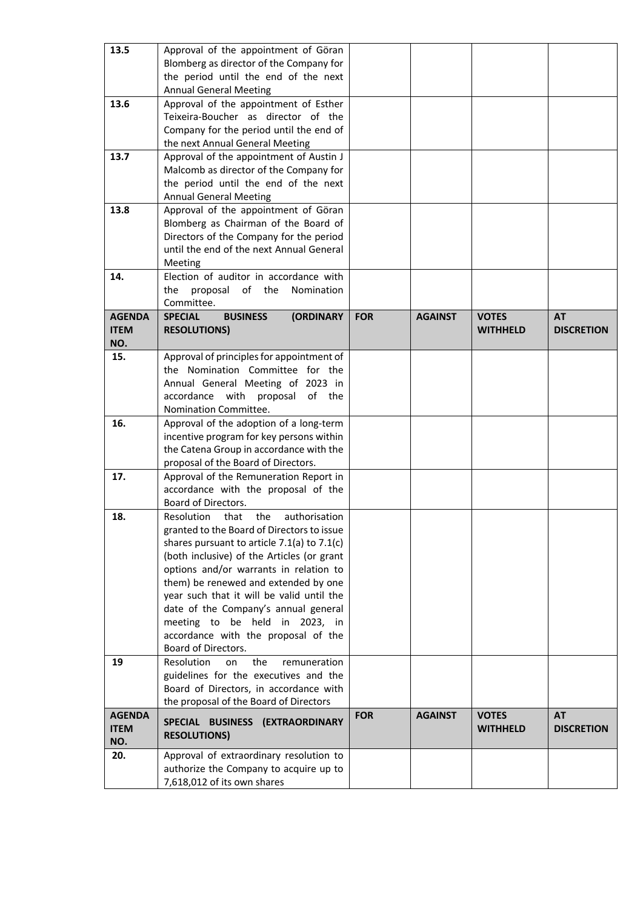| | | | | | |
|---|---|---|---|---|---|
| **13.5** | Approval of the appointment of Göran Blomberg as director of the Company for the period until the end of the next Annual General Meeting | | | | |
| **13.6** | Approval of the appointment of Esther Teixeira-Boucher as director of the Company for the period until the end of the next Annual General Meeting | | | | |
| **13.7** | Approval of the appointment of Austin J Malcomb as director of the Company for the period until the end of the next Annual General Meeting | | | | |
| **13.8** | Approval of the appointment of Göran Blomberg as Chairman of the Board of Directors of the Company for the period until the end of the next Annual General Meeting | | | | |
| **14.** | Election of auditor in accordance with the proposal of the Nomination Committee. | | | | |
| **AGENDA ITEM NO.** | **SPECIAL BUSINESS (ORDINARY RESOLUTIONS)** | **FOR** | **AGAINST** | **VOTES WITHHELD** | **AT DISCRETION** |
| **15.** | Approval of principles for appointment of the Nomination Committee for the Annual General Meeting of 2023 in accordance with proposal of the Nomination Committee. | | | | |
| **16.** | Approval of the adoption of a long-term incentive program for key persons within the Catena Group in accordance with the proposal of the Board of Directors. | | | | |
| **17.** | Approval of the Remuneration Report in accordance with the proposal of the Board of Directors. | | | | |
| **18.** | Resolution that the authorisation granted to the Board of Directors to issue shares pursuant to article 7.1(a) to 7.1(c) (both inclusive) of the Articles (or grant options and/or warrants in relation to them) be renewed and extended by one year such that it will be valid until the date of the Company's annual general meeting to be held in 2023, in accordance with the proposal of the Board of Directors. | | | | |
| **19** | Resolution on the remuneration guidelines for the executives and the Board of Directors, in accordance with the proposal of the Board of Directors | | | | |
| **AGENDA ITEM NO.** | **SPECIAL BUSINESS (EXTRAORDINARY RESOLUTIONS)** | **FOR** | **AGAINST** | **VOTES WITHHELD** | **AT DISCRETION** |
| **20.** | Approval of extraordinary resolution to authorize the Company to acquire up to 7,618,012 of its own shares | | | | |